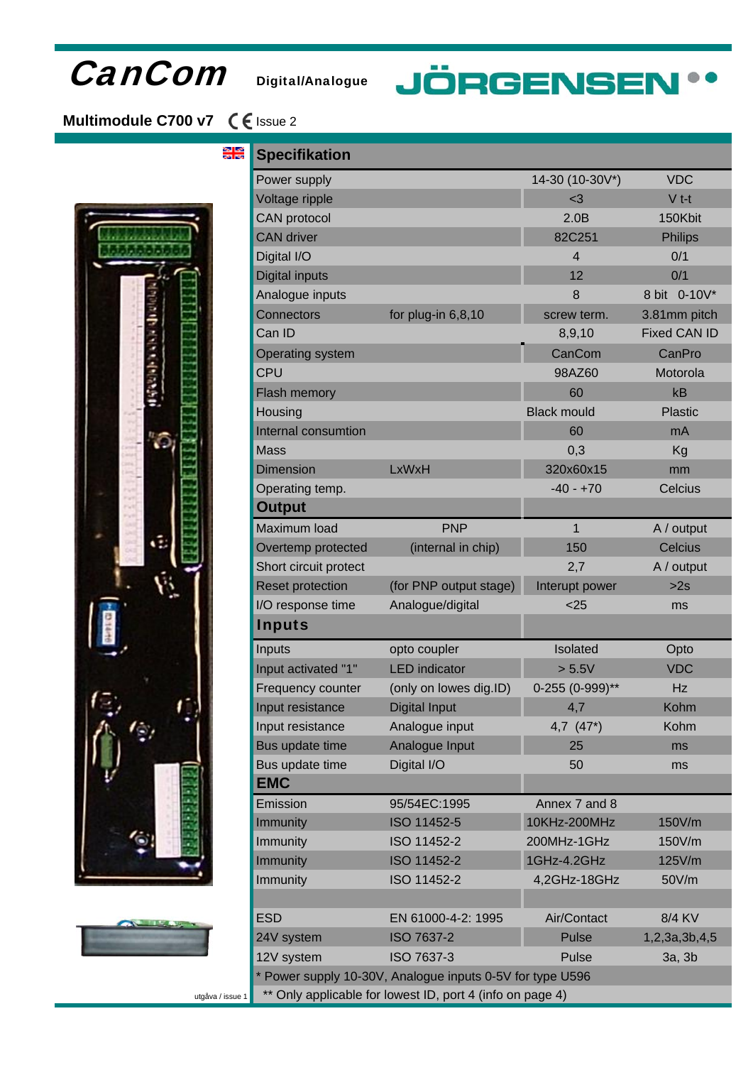# CanCom Digital/Analogue

**JÖRGENSEN**

**Multimodule C700 v7** CE Issue 2

## Specifikation

| | | | |
|---|---|---|---|
| Power supply | | 14-30 (10-30V*) | VDC |
| Voltage ripple | | <3 | V t-t |
| CAN protocol | | 2.0B | 150Kbit |
| CAN driver | | 82C251 | Philips |
| Digital I/O | | 4 | 0/1 |
| Digital inputs | | 12 | 0/1 |
| Analogue inputs | | 8 | 8 bit 0-10V* |
| Connectors | for plug-in 6,8,10 | screw term. | 3.81mm pitch |
| Can ID | | 8,9,10 | Fixed CAN ID |
| Operating system | | CanCom | CanPro |
| CPU | | 98AZ60 | Motorola |
| Flash memory | | 60 | kB |
| Housing | | Black mould | Plastic |
| Internal consumtion | | 60 | mA |
| Mass | | 0,3 | Kg |
| Dimension | LxWxH | 320x60x15 | mm |
| Operating temp. | | -40 - +70 | Celcius |
| **Output** | | | |
| Maximum load | PNP | 1 | A / output |
| Overtemp protected | (internal in chip) | 150 | Celcius |
| Short circuit protect | | 2,7 | A / output |
| Reset protection | (for PNP output stage) | Interupt power | >2s |
| I/O response time | Analogue/digital | <25 | ms |
| **Inputs** | | | |
| Inputs | opto coupler | Isolated | Opto |
| Input activated "1" | LED indicator | > 5.5V | VDC |
| Frequency counter | (only on lowes dig.ID) | 0-255 (0-999)** | Hz |
| Input resistance | Digital Input | 4,7 | Kohm |
| Input resistance | Analogue input | 4,7 (47*) | Kohm |
| Bus update time | Analogue Input | 25 | ms |
| Bus update time | Digital I/O | 50 | ms |
| **EMC** | | | |
| Emission | 95/54EC:1995 | Annex 7 and 8 | |
| Immunity | ISO 11452-5 | 10KHz-200MHz | 150V/m |
| Immunity | ISO 11452-2 | 200MHz-1GHz | 150V/m |
| Immunity | ISO 11452-2 | 1GHz-4.2GHz | 125V/m |
| Immunity | ISO 11452-2 | 4,2GHz-18GHz | 50V/m |
| | | | |
| ESD | EN 61000-4-2: 1995 | Air/Contact | 8/4 KV |
| 24V system | ISO 7637-2 | Pulse | 1,2,3a,3b,4,5 |
| 12V system | ISO 7637-3 | Pulse | 3a, 3b |

\* Power supply 10-30V, Analogue inputs 0-5V for type U596

\*\* Only applicable for lowest ID, port 4 (info on page 4)

utgåva / issue 1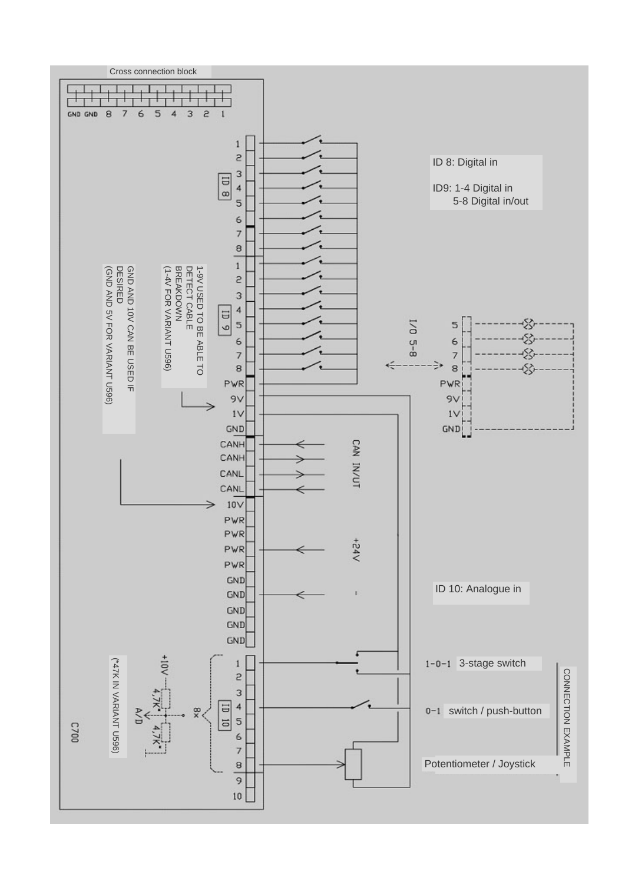Cross connection block

GND GND 8 7 6 5 4 3 2 1

ID 8: Digital in

ID9: 1-4 Digital in
5-8 Digital in/out

1-9V USED TO BE ABLE TO DETECT CABLE BREAKDOWN
(1-4V FOR VARIANT U596)

GND AND 10V CAN BE USED IF DESIRED
(GND AND 5V FOR VARIANT U596)

ID 8: 1, 2, 3, 4, 5, 6, 7, 8

ID 9: 1, 2, 3, 4, 5, 6, 7, 8

PWR, 9V, 1V, GND

I/O 5-8: 5, 6, 7, 8, PWR, 9V, 1V, GND

CANH, CANH, CANL, CANL — CAN IN/UT

10V

PWR, PWR, PWR, PWR — +24V

GND, GND, GND, GND, GND — -

ID 10: Analogue in

ID 10: 1, 2, 3, 4, 5, 6, 7, 8, 9, 10

+10V, 4,7K*, A/D, 4,7K*, 8x

(*47K IN VARIANT U596)

C700

CONNECTION EXAMPLE

1-0-1 3-stage switch

0-1 switch / push-button

Potentiometer / Joystick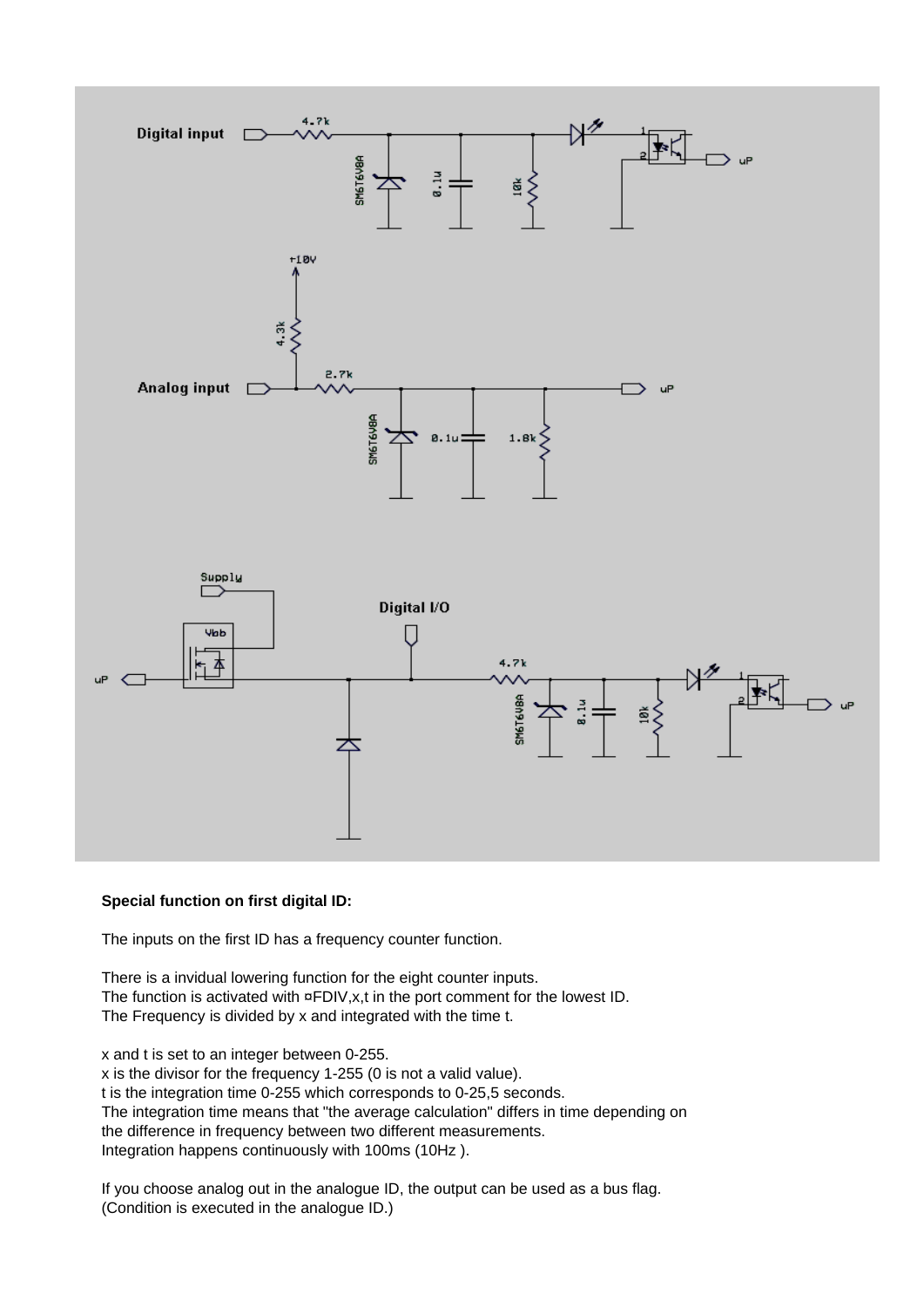**Special function on first digital ID:**

The inputs on the first ID has a frequency counter function.

There is a invidual lowering function for the eight counter inputs.
The function is activated with ¤FDIV,x,t in the port comment for the lowest ID.
The Frequency is divided by x and integrated with the time t.

x and t is set to an integer between 0-255.
x is the divisor for the frequency 1-255 (0 is not a valid value).
t is the integration time 0-255 which corresponds to 0-25,5 seconds.
The integration time means that "the average calculation" differs in time depending on the difference in frequency between two different measurements.
Integration happens continuously with 100ms (10Hz ).

If you choose analog out in the analogue ID, the output can be used as a bus flag.
(Condition is executed in the analogue ID.)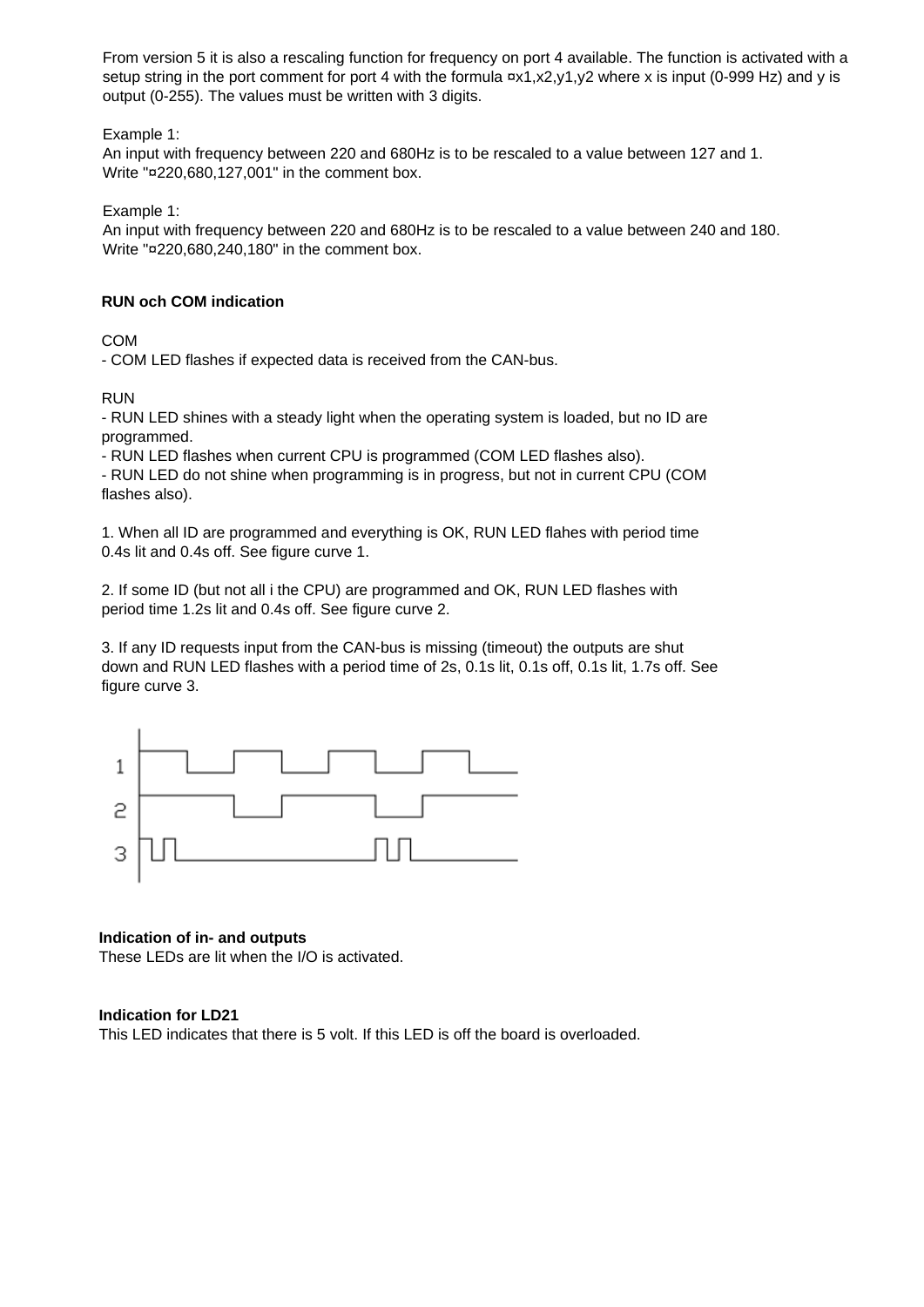From version 5 it is also a rescaling function for frequency on port 4 available. The function is activated with a setup string in the port comment for port 4 with the formula ¤x1,x2,y1,y2 where x is input (0-999 Hz) and y is output (0-255). The values must be written with 3 digits.

Example 1:
An input with frequency between 220 and 680Hz is to be rescaled to a value between 127 and 1.
Write "¤220,680,127,001" in the comment box.

Example 1:
An input with frequency between 220 and 680Hz is to be rescaled to a value between 240 and 180.
Write "¤220,680,240,180" in the comment box.

**RUN och COM indication**

COM
- COM LED flashes if expected data is received from the CAN-bus.

RUN
- RUN LED shines with a steady light when the operating system is loaded, but no ID are programmed.
- RUN LED flashes when current CPU is programmed (COM LED flashes also).
- RUN LED do not shine when programming is in progress, but not in current CPU (COM flashes also).

1. When all ID are programmed and everything is OK, RUN LED flahes with period time 0.4s lit and 0.4s off. See figure curve 1.

2. If some ID (but not all i the CPU) are programmed and OK, RUN LED flashes with period time 1.2s lit and 0.4s off. See figure curve 2.

3. If any ID requests input from the CAN-bus is missing (timeout) the outputs are shut down and RUN LED flashes with a period time of 2s, 0.1s lit, 0.1s off, 0.1s lit, 1.7s off. See figure curve 3.

**Indication of in- and outputs**
These LEDs are lit when the I/O is activated.

**Indication for LD21**
This LED indicates that there is 5 volt. If this LED is off the board is overloaded.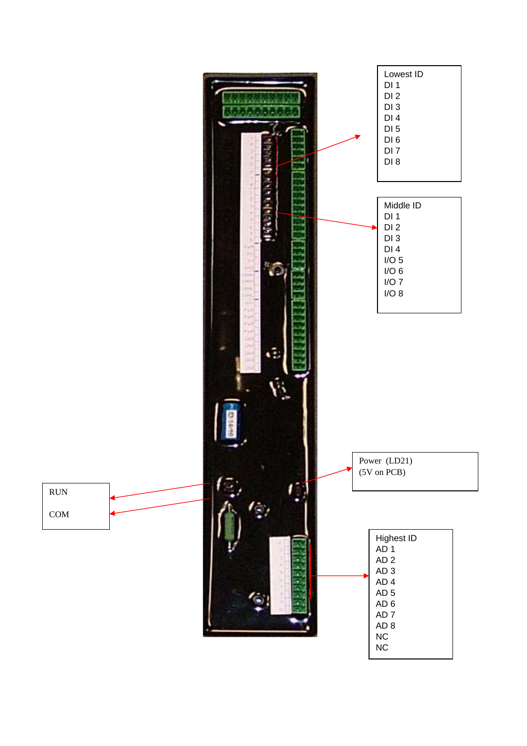Lowest ID
DI 1
DI 2
DI 3
DI 4
DI 5
DI 6
DI 7
DI 8

Middle ID
DI 1
DI 2
DI 3
DI 4
I/O 5
I/O 6
I/O 7
I/O 8

Power (LD21)
(5V on PCB)

RUN

COM

Highest ID
AD 1
AD 2
AD 3
AD 4
AD 5
AD 6
AD 7
AD 8
NC
NC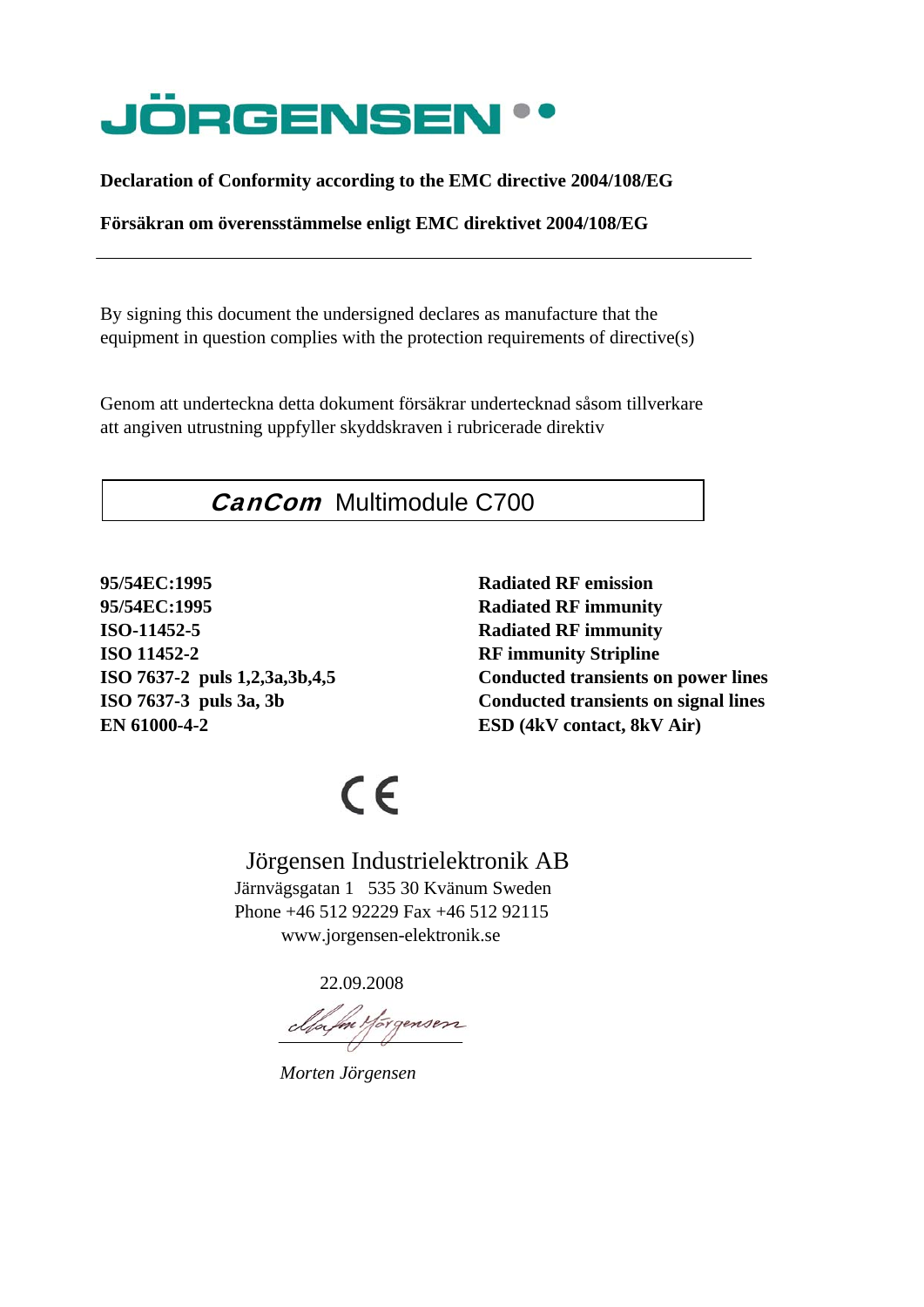# JÖRGENSEN

**Declaration of Conformity according to the EMC directive 2004/108/EG**

**Försäkran om överensstämmelse enligt EMC direktivet 2004/108/EG**

---

By signing this document the undersigned declares as manufacture that the equipment in question complies with the protection requirements of directive(s)

Genom att underteckna detta dokument försäkrar undertecknad såsom tillverkare att angiven utrustning uppfyller skyddskraven i rubricerade direktiv

| ***CanCom*** Multimodule C700 |
|---|

| | |
|---|---|
| **95/54EC:1995** | **Radiated RF emission** |
| **95/54EC:1995** | **Radiated RF immunity** |
| **ISO-11452-5** | **Radiated RF immunity** |
| **ISO 11452-2** | **RF immunity Stripline** |
| **ISO 7637-2 puls 1,2,3a,3b,4,5** | **Conducted transients on power lines** |
| **ISO 7637-3 puls 3a, 3b** | **Conducted transients on signal lines** |
| **EN 61000-4-2** | **ESD (4kV contact, 8kV Air)** |

CE

Jörgensen Industrielektronik AB
Järnvägsgatan 1 535 30 Kvänum Sweden
Phone +46 512 92229 Fax +46 512 92115
www.jorgensen-elektronik.se

22.09.2008

*Morten Jörgensen*